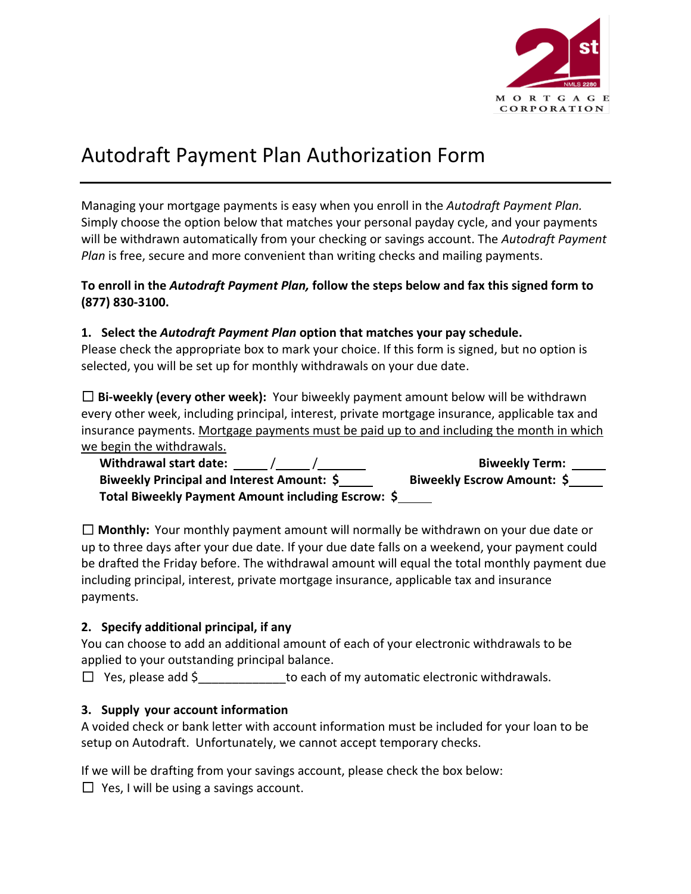21st MORTGAGE CORPORATION
NMLS 2280

# Autodraft Payment Plan Authorization Form

Managing your mortgage payments is easy when you enroll in the *Autodraft Payment Plan.* Simply choose the option below that matches your personal payday cycle, and your payments will be withdrawn automatically from your checking or savings account. The *Autodraft Payment Plan* is free, secure and more convenient than writing checks and mailing payments.

**To enroll in the *Autodraft Payment Plan,* follow the steps below and fax this signed form to (877) 830-3100.**

**1. Select the *Autodraft Payment Plan* option that matches your pay schedule.**

Please check the appropriate box to mark your choice. If this form is signed, but no option is selected, you will be set up for monthly withdrawals on your due date.

☐ **Bi-weekly (every other week):** Your biweekly payment amount below will be withdrawn every other week, including principal, interest, private mortgage insurance, applicable tax and insurance payments. Mortgage payments must be paid up to and including the month in which we begin the withdrawals.

**Withdrawal start date:** _____ /_____ /_______ **Biweekly Term:** _____

**Biweekly Principal and Interest Amount: $**_____ **Biweekly Escrow Amount: $**_____

**Total Biweekly Payment Amount including Escrow: $**_____

☐ **Monthly:** Your monthly payment amount will normally be withdrawn on your due date or up to three days after your due date. If your due date falls on a weekend, your payment could be drafted the Friday before. The withdrawal amount will equal the total monthly payment due including principal, interest, private mortgage insurance, applicable tax and insurance payments.

**2. Specify additional principal, if any**

You can choose to add an additional amount of each of your electronic withdrawals to be applied to your outstanding principal balance.

☐ Yes, please add $_____________to each of my automatic electronic withdrawals.

**3. Supply your account information**

A voided check or bank letter with account information must be included for your loan to be setup on Autodraft. Unfortunately, we cannot accept temporary checks.

If we will be drafting from your savings account, please check the box below:

☐ Yes, I will be using a savings account.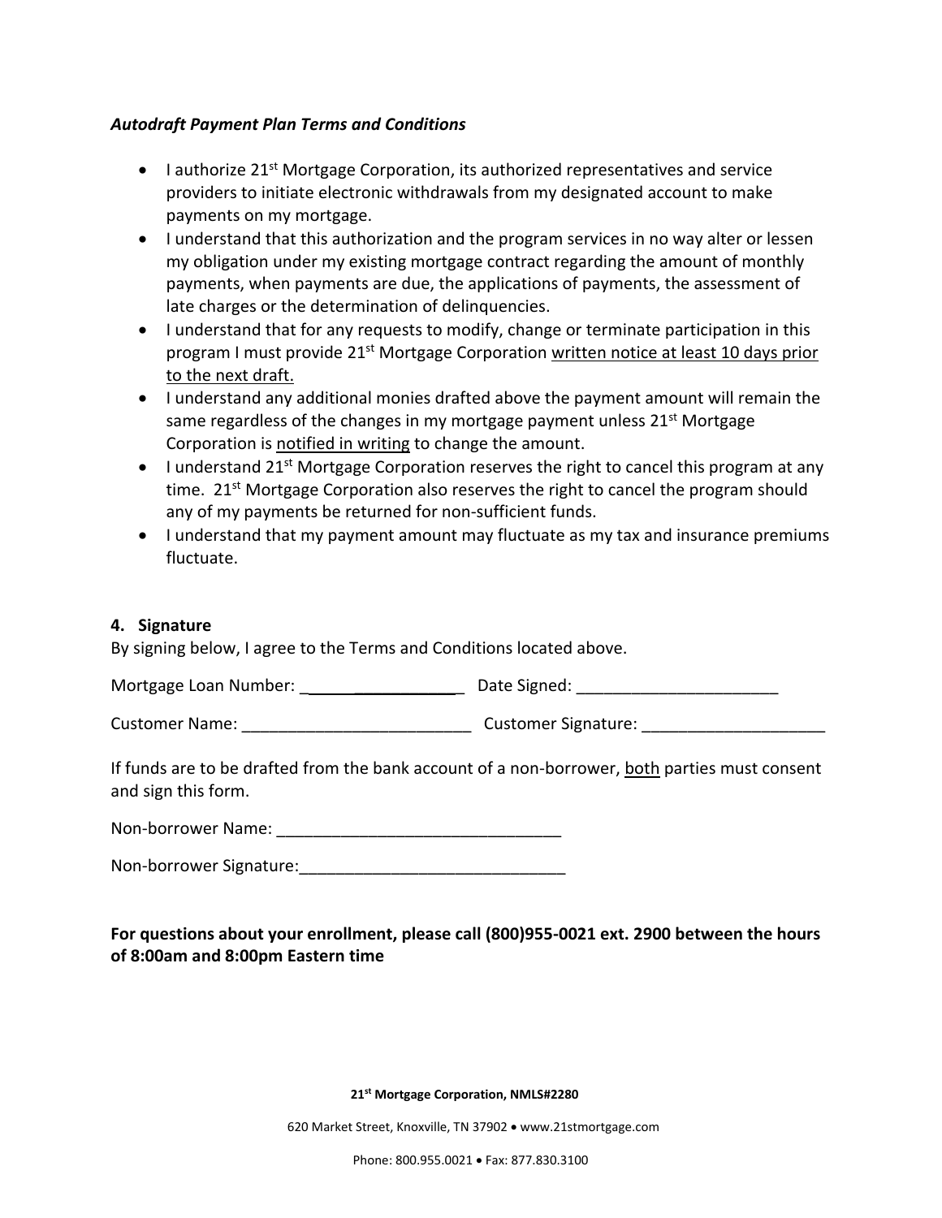*Autodraft Payment Plan Terms and Conditions*

- I authorize 21st Mortgage Corporation, its authorized representatives and service providers to initiate electronic withdrawals from my designated account to make payments on my mortgage.
- I understand that this authorization and the program services in no way alter or lessen my obligation under my existing mortgage contract regarding the amount of monthly payments, when payments are due, the applications of payments, the assessment of late charges or the determination of delinquencies.
- I understand that for any requests to modify, change or terminate participation in this program I must provide 21st Mortgage Corporation <u>written notice at least 10 days prior to the next draft.</u>
- I understand any additional monies drafted above the payment amount will remain the same regardless of the changes in my mortgage payment unless 21st Mortgage Corporation is <u>notified in writing</u> to change the amount.
- I understand 21st Mortgage Corporation reserves the right to cancel this program at any time. 21st Mortgage Corporation also reserves the right to cancel the program should any of my payments be returned for non-sufficient funds.
- I understand that my payment amount may fluctuate as my tax and insurance premiums fluctuate.

**4. Signature**

By signing below, I agree to the Terms and Conditions located above.

Mortgage Loan Number: ___________________ Date Signed: ______________________

Customer Name: _________________________ Customer Signature: ____________________

If funds are to be drafted from the bank account of a non-borrower, <u>both</u> parties must consent and sign this form.

Non-borrower Name: _______________________________

Non-borrower Signature:_____________________________

**For questions about your enrollment, please call (800)955-0021 ext. 2900 between the hours of 8:00am and 8:00pm Eastern time**

**21st Mortgage Corporation, NMLS#2280**

620 Market Street, Knoxville, TN 37902 • www.21stmortgage.com

Phone: 800.955.0021 • Fax: 877.830.3100